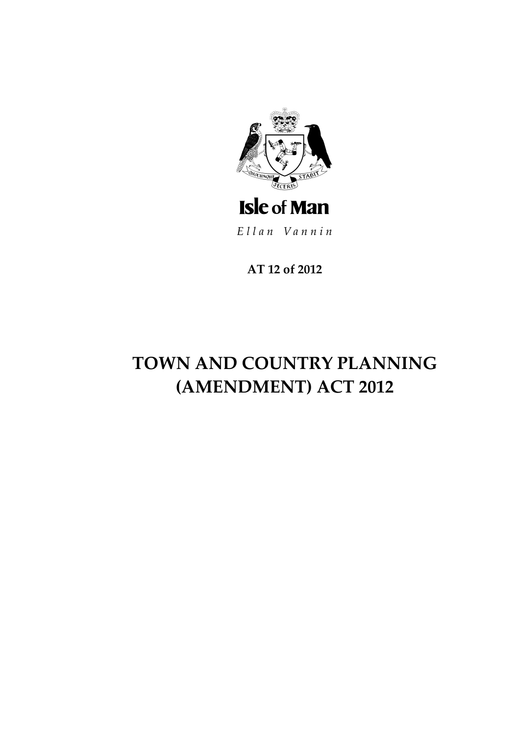Isle of Man

*Ellan Vannin*

**AT 12 of 2012**

# TOWN AND COUNTRY PLANNING (AMENDMENT) ACT 2012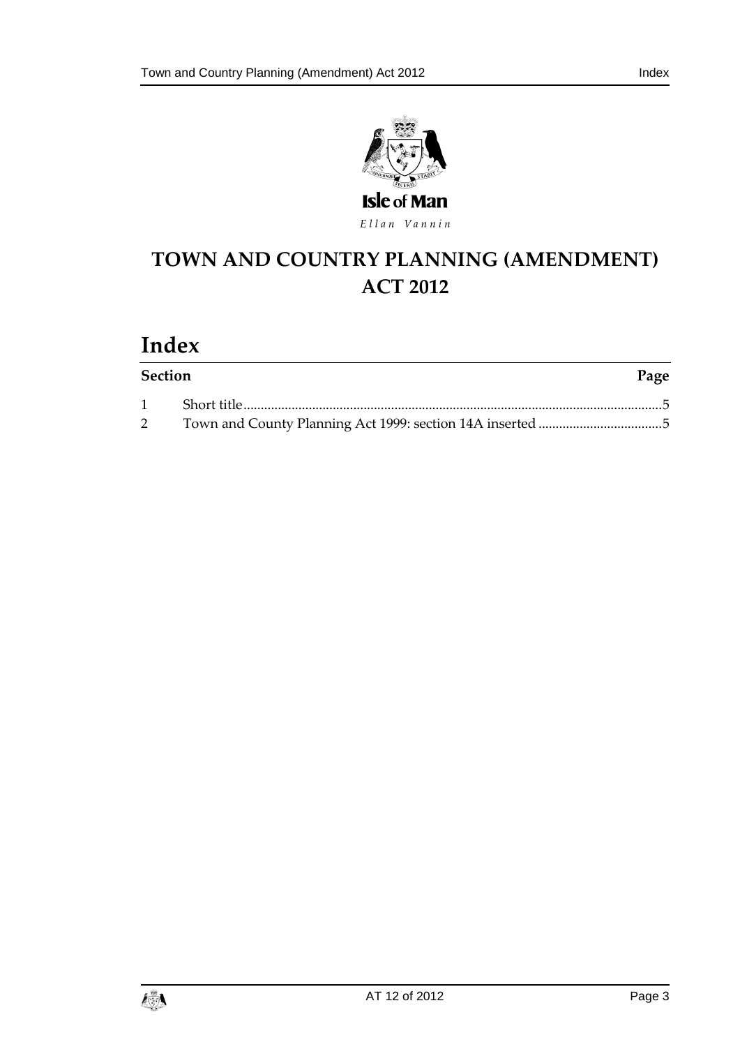Isle of Man

*Ellan Vannin*

# TOWN AND COUNTRY PLANNING (AMENDMENT) ACT 2012

## Index

| Section | | Page |
|---|---|---|
| 1 | Short title | 5 |
| 2 | Town and County Planning Act 1999: section 14A inserted | 5 |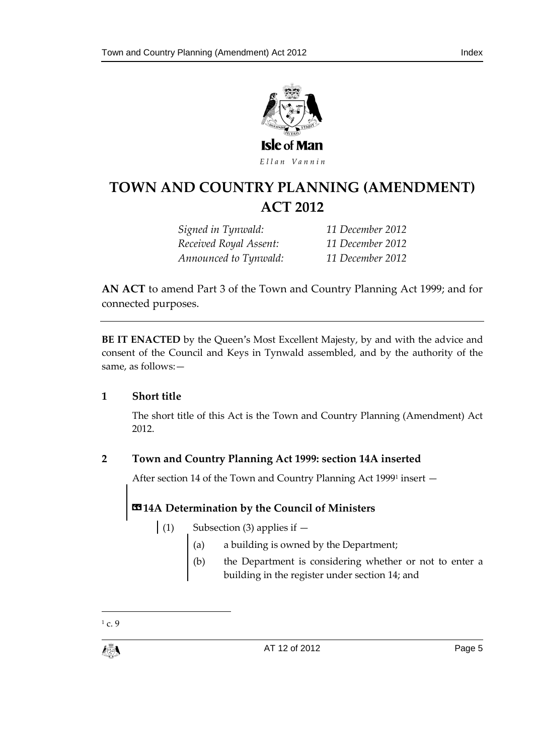# TOWN AND COUNTRY PLANNING (AMENDMENT) ACT 2012

| | |
|---|---|
| *Signed in Tynwald:* | *11 December 2012* |
| *Received Royal Assent:* | *11 December 2012* |
| *Announced to Tynwald:* | *11 December 2012* |

**AN ACT** to amend Part 3 of the Town and Country Planning Act 1999; and for connected purposes.

---

**BE IT ENACTED** by the Queen's Most Excellent Majesty, by and with the advice and consent of the Council and Keys in Tynwald assembled, and by the authority of the same, as follows:—

### 1 Short title

The short title of this Act is the Town and Country Planning (Amendment) Act 2012.

### 2 Town and Country Planning Act 1999: section 14A inserted

After section 14 of the Town and Country Planning Act 1999[1] insert —

#### «14A Determination by the Council of Ministers

(1) Subsection (3) applies if —

(a) a building is owned by the Department;

(b) the Department is considering whether or not to enter a building in the register under section 14; and

---

[1] c. 9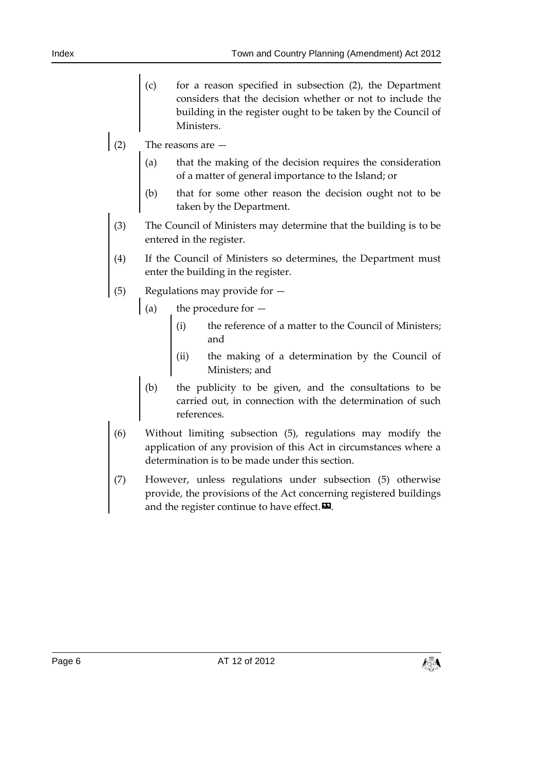(c) for a reason specified in subsection (2), the Department considers that the decision whether or not to include the building in the register ought to be taken by the Council of Ministers.

(2) The reasons are —

(a) that the making of the decision requires the consideration of a matter of general importance to the Island; or

(b) that for some other reason the decision ought not to be taken by the Department.

(3) The Council of Ministers may determine that the building is to be entered in the register.

(4) If the Council of Ministers so determines, the Department must enter the building in the register.

(5) Regulations may provide for —

(a) the procedure for —

(i) the reference of a matter to the Council of Ministers; and

(ii) the making of a determination by the Council of Ministers; and

(b) the publicity to be given, and the consultations to be carried out, in connection with the determination of such references.

(6) Without limiting subsection (5), regulations may modify the application of any provision of this Act in circumstances where a determination is to be made under this section.

(7) However, unless regulations under subsection (5) otherwise provide, the provisions of the Act concerning registered buildings and the register continue to have effect.».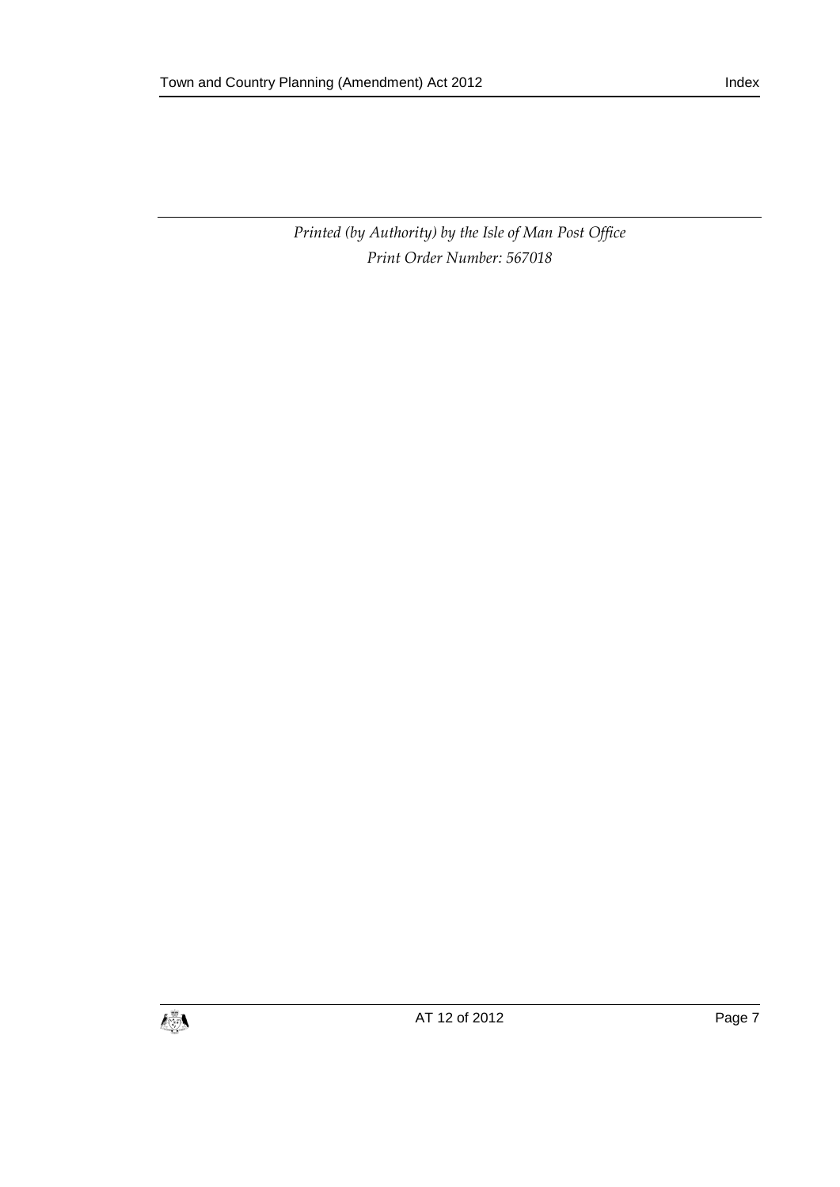*Printed (by Authority) by the Isle of Man Post Office*
*Print Order Number: 567018*